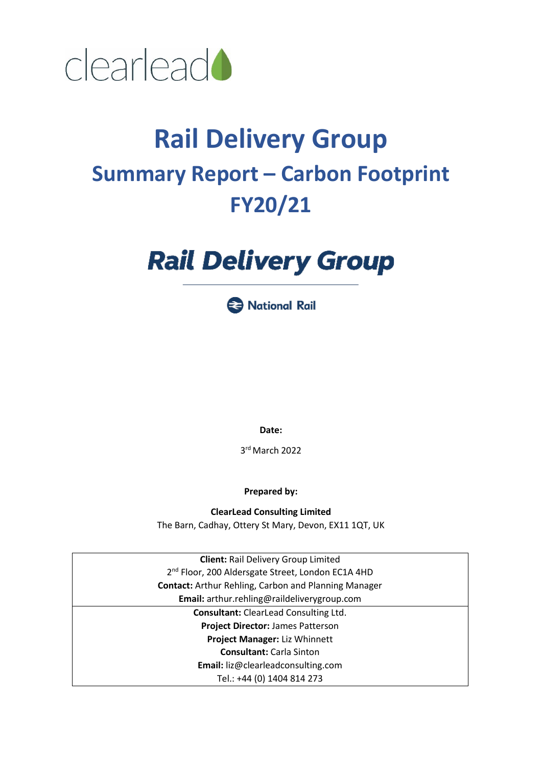clearlead

# Rail Delivery Group

## Summary Report – Carbon Footprint FY20/21

**Rail Delivery Group**

National Rail

**Date:**

3rd March 2022

**Prepared by:**

**ClearLead Consulting Limited**
The Barn, Cadhay, Ottery St Mary, Devon, EX11 1QT, UK

| |
|---|
| **Client:** Rail Delivery Group Limited<br>2nd Floor, 200 Aldersgate Street, London EC1A 4HD<br>**Contact:** Arthur Rehling, Carbon and Planning Manager<br>**Email:** arthur.rehling@raildeliverygroup.com |
| **Consultant:** ClearLead Consulting Ltd.<br>**Project Director:** James Patterson<br>**Project Manager:** Liz Whinnett<br>**Consultant:** Carla Sinton<br>**Email:** liz@clearleadconsulting.com<br>Tel.: +44 (0) 1404 814 273 |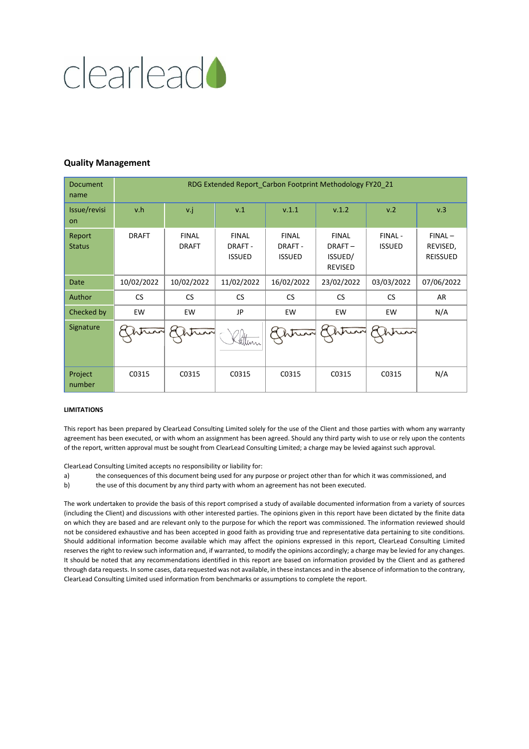clearlead

## Quality Management

| Document name | RDG Extended Report_Carbon Footprint Methodology FY20_21 | | | | | | |
|---|---|---|---|---|---|---|---|
| Issue/revision | v.h | v.j | v.1 | v.1.1 | v.1.2 | v.2 | v.3 |
| Report Status | DRAFT | FINAL DRAFT | FINAL DRAFT - ISSUED | FINAL DRAFT - ISSUED | FINAL DRAFT – ISSUED/ REVISED | FINAL - ISSUED | FINAL – REVISED, REISSUED |
| Date | 10/02/2022 | 10/02/2022 | 11/02/2022 | 16/02/2022 | 23/02/2022 | 03/03/2022 | 07/06/2022 |
| Author | CS | CS | CS | CS | CS | CS | AR |
| Checked by | EW | EW | JP | EW | EW | EW | N/A |
| Signature | | | | | | | |
| Project number | C0315 | C0315 | C0315 | C0315 | C0315 | C0315 | N/A |

**LIMITATIONS**

This report has been prepared by ClearLead Consulting Limited solely for the use of the Client and those parties with whom any warranty agreement has been executed, or with whom an assignment has been agreed. Should any third party wish to use or rely upon the contents of the report, written approval must be sought from ClearLead Consulting Limited; a charge may be levied against such approval.

ClearLead Consulting Limited accepts no responsibility or liability for:

a) the consequences of this document being used for any purpose or project other than for which it was commissioned, and
b) the use of this document by any third party with whom an agreement has not been executed.

The work undertaken to provide the basis of this report comprised a study of available documented information from a variety of sources (including the Client) and discussions with other interested parties. The opinions given in this report have been dictated by the finite data on which they are based and are relevant only to the purpose for which the report was commissioned. The information reviewed should not be considered exhaustive and has been accepted in good faith as providing true and representative data pertaining to site conditions. Should additional information become available which may affect the opinions expressed in this report, ClearLead Consulting Limited reserves the right to review such information and, if warranted, to modify the opinions accordingly; a charge may be levied for any changes. It should be noted that any recommendations identified in this report are based on information provided by the Client and as gathered through data requests. In some cases, data requested was not available, in these instances and in the absence of information to the contrary, ClearLead Consulting Limited used information from benchmarks or assumptions to complete the report.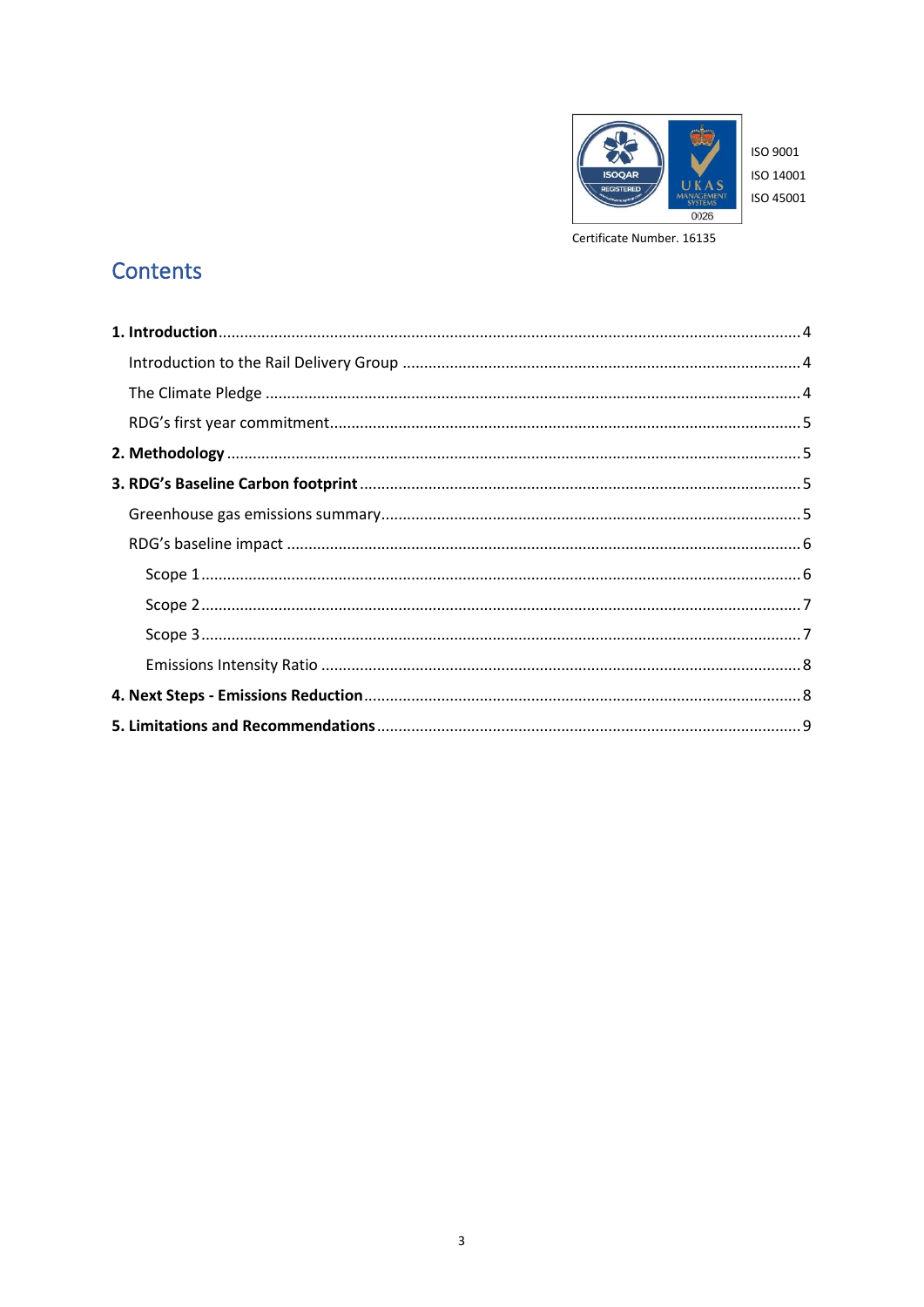ISO 9001

ISO 14001

ISO 45001

Certificate Number. 16135

# Contents

**1. Introduction** .......... 4

- Introduction to the Rail Delivery Group .......... 4
- The Climate Pledge .......... 4
- RDG's first year commitment .......... 5

**2. Methodology** .......... 5

**3. RDG's Baseline Carbon footprint** .......... 5

- Greenhouse gas emissions summary .......... 5
- RDG's baseline impact .......... 6
  - Scope 1 .......... 6
  - Scope 2 .......... 7
  - Scope 3 .......... 7
  - Emissions Intensity Ratio .......... 8

**4. Next Steps - Emissions Reduction** .......... 8

**5. Limitations and Recommendations** .......... 9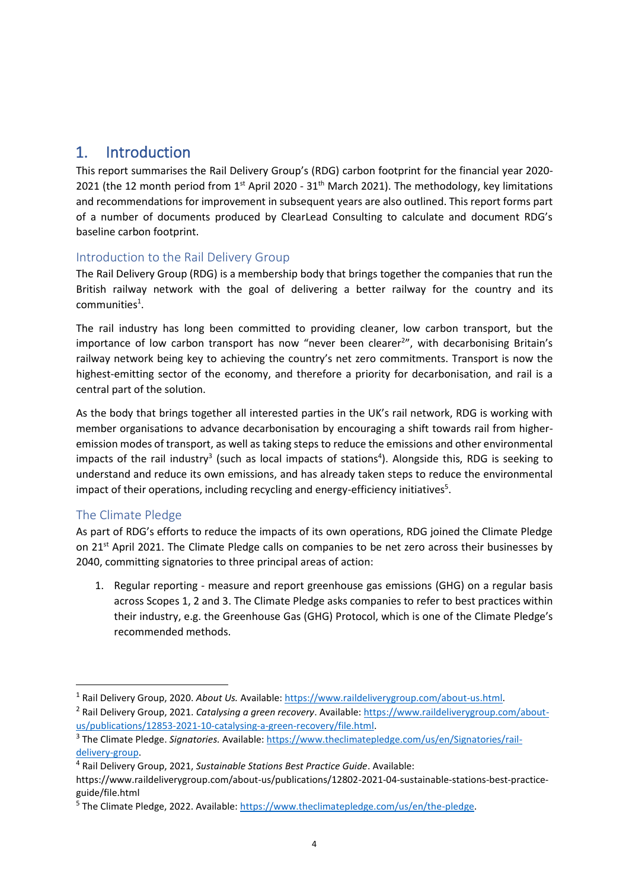# 1. Introduction

This report summarises the Rail Delivery Group's (RDG) carbon footprint for the financial year 2020-2021 (the 12 month period from 1st April 2020 - 31th March 2021). The methodology, key limitations and recommendations for improvement in subsequent years are also outlined. This report forms part of a number of documents produced by ClearLead Consulting to calculate and document RDG's baseline carbon footprint.

## Introduction to the Rail Delivery Group

The Rail Delivery Group (RDG) is a membership body that brings together the companies that run the British railway network with the goal of delivering a better railway for the country and its communities[1].

The rail industry has long been committed to providing cleaner, low carbon transport, but the importance of low carbon transport has now "never been clearer[2]", with decarbonising Britain's railway network being key to achieving the country's net zero commitments. Transport is now the highest-emitting sector of the economy, and therefore a priority for decarbonisation, and rail is a central part of the solution.

As the body that brings together all interested parties in the UK's rail network, RDG is working with member organisations to advance decarbonisation by encouraging a shift towards rail from higher-emission modes of transport, as well as taking steps to reduce the emissions and other environmental impacts of the rail industry[3] (such as local impacts of stations[4]). Alongside this, RDG is seeking to understand and reduce its own emissions, and has already taken steps to reduce the environmental impact of their operations, including recycling and energy-efficiency initiatives[5].

## The Climate Pledge

As part of RDG's efforts to reduce the impacts of its own operations, RDG joined the Climate Pledge on 21st April 2021. The Climate Pledge calls on companies to be net zero across their businesses by 2040, committing signatories to three principal areas of action:

1. Regular reporting - measure and report greenhouse gas emissions (GHG) on a regular basis across Scopes 1, 2 and 3. The Climate Pledge asks companies to refer to best practices within their industry, e.g. the Greenhouse Gas (GHG) Protocol, which is one of the Climate Pledge's recommended methods.

---

[1] Rail Delivery Group, 2020. *About Us.* Available: https://www.raildeliverygroup.com/about-us.html.

[2] Rail Delivery Group, 2021. *Catalysing a green recovery*. Available: https://www.raildeliverygroup.com/about-us/publications/12853-2021-10-catalysing-a-green-recovery/file.html.

[3] The Climate Pledge. *Signatories.* Available: https://www.theclimatepledge.com/us/en/Signatories/rail-delivery-group.

[4] Rail Delivery Group, 2021, *Sustainable Stations Best Practice Guide*. Available: https://www.raildeliverygroup.com/about-us/publications/12802-2021-04-sustainable-stations-best-practice-guide/file.html

[5] The Climate Pledge, 2022. Available: https://www.theclimatepledge.com/us/en/the-pledge.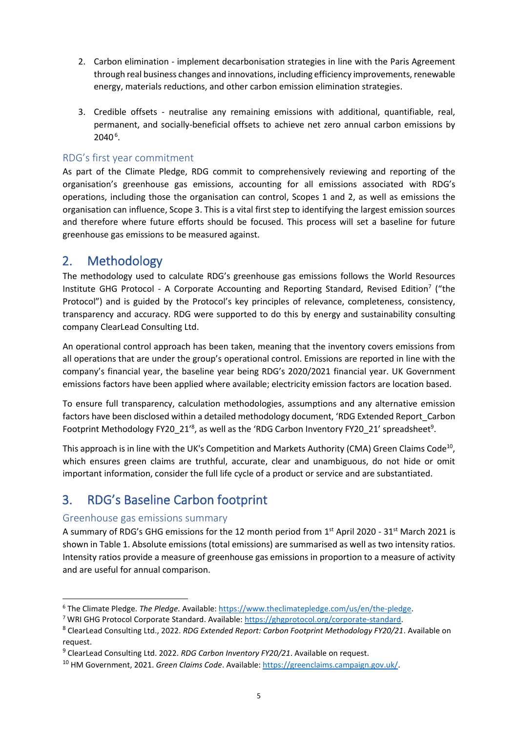2. Carbon elimination - implement decarbonisation strategies in line with the Paris Agreement through real business changes and innovations, including efficiency improvements, renewable energy, materials reductions, and other carbon emission elimination strategies.

3. Credible offsets - neutralise any remaining emissions with additional, quantifiable, real, permanent, and socially-beneficial offsets to achieve net zero annual carbon emissions by 2040[6].

### RDG's first year commitment

As part of the Climate Pledge, RDG commit to comprehensively reviewing and reporting of the organisation's greenhouse gas emissions, accounting for all emissions associated with RDG's operations, including those the organisation can control, Scopes 1 and 2, as well as emissions the organisation can influence, Scope 3. This is a vital first step to identifying the largest emission sources and therefore where future efforts should be focused. This process will set a baseline for future greenhouse gas emissions to be measured against.

## 2. Methodology

The methodology used to calculate RDG's greenhouse gas emissions follows the World Resources Institute GHG Protocol - A Corporate Accounting and Reporting Standard, Revised Edition[7] ("the Protocol") and is guided by the Protocol's key principles of relevance, completeness, consistency, transparency and accuracy. RDG were supported to do this by energy and sustainability consulting company ClearLead Consulting Ltd.

An operational control approach has been taken, meaning that the inventory covers emissions from all operations that are under the group's operational control. Emissions are reported in line with the company's financial year, the baseline year being RDG's 2020/2021 financial year. UK Government emissions factors have been applied where available; electricity emission factors are location based.

To ensure full transparency, calculation methodologies, assumptions and any alternative emission factors have been disclosed within a detailed methodology document, 'RDG Extended Report_Carbon Footprint Methodology FY20_21'[8], as well as the 'RDG Carbon Inventory FY20_21' spreadsheet[9].

This approach is in line with the UK's Competition and Markets Authority (CMA) Green Claims Code[10], which ensures green claims are truthful, accurate, clear and unambiguous, do not hide or omit important information, consider the full life cycle of a product or service and are substantiated.

## 3. RDG's Baseline Carbon footprint

### Greenhouse gas emissions summary

A summary of RDG's GHG emissions for the 12 month period from 1st April 2020 - 31st March 2021 is shown in Table 1. Absolute emissions (total emissions) are summarised as well as two intensity ratios. Intensity ratios provide a measure of greenhouse gas emissions in proportion to a measure of activity and are useful for annual comparison.

---

[6] The Climate Pledge. *The Pledge.* Available: https://www.theclimatepledge.com/us/en/the-pledge.

[7] WRI GHG Protocol Corporate Standard. Available: https://ghgprotocol.org/corporate-standard.

[8] ClearLead Consulting Ltd., 2022. *RDG Extended Report: Carbon Footprint Methodology FY20/21*. Available on request.

[9] ClearLead Consulting Ltd. 2022. *RDG Carbon Inventory FY20/21*. Available on request.

[10] HM Government, 2021. *Green Claims Code*. Available: https://greenclaims.campaign.gov.uk/.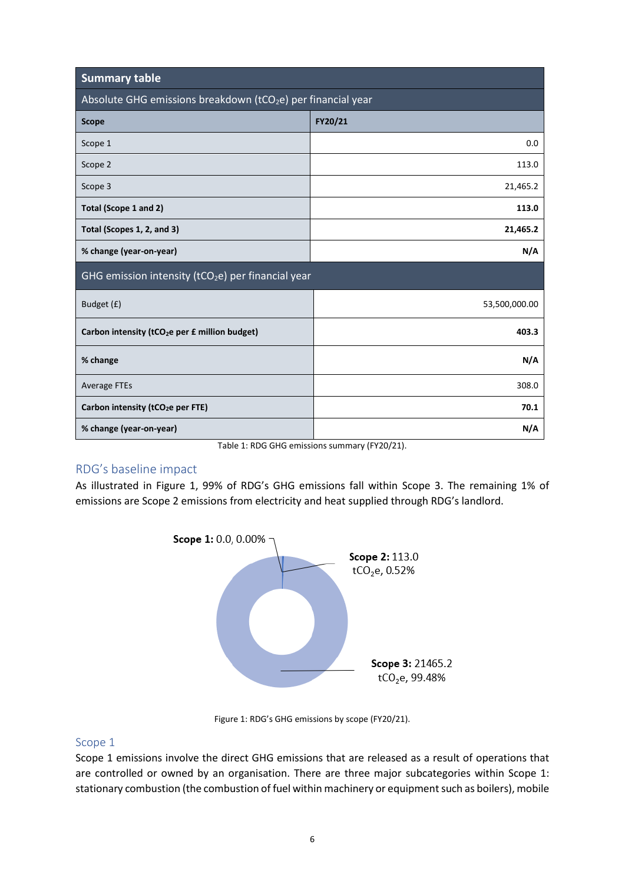| Summary table | |
|---|---|
| Absolute GHG emissions breakdown ($tCO_2e$) per financial year | |
| **Scope** | **FY20/21** |
| Scope 1 | 0.0 |
| Scope 2 | 113.0 |
| Scope 3 | 21,465.2 |
| **Total (Scope 1 and 2)** | **113.0** |
| **Total (Scopes 1, 2, and 3)** | **21,465.2** |
| **% change (year-on-year)** | **N/A** |
| GHG emission intensity ($tCO_2e$) per financial year | |
| Budget (£) | 53,500,000.00 |
| **Carbon intensity ($tCO_2e$ per £ million budget)** | **403.3** |
| **% change** | **N/A** |
| Average FTEs | 308.0 |
| **Carbon intensity ($tCO_2e$ per FTE)** | **70.1** |
| **% change (year-on-year)** | **N/A** |

Table 1: RDG GHG emissions summary (FY20/21).

## RDG's baseline impact

As illustrated in Figure 1, 99% of RDG's GHG emissions fall within Scope 3. The remaining 1% of emissions are Scope 2 emissions from electricity and heat supplied through RDG's landlord.

**Scope 1:** 0.0, 0.00%

**Scope 2:** 113.0 $tCO_2e$, 0.52%

**Scope 3:** 21465.2 $tCO_2e$, 99.48%

Figure 1: RDG's GHG emissions by scope (FY20/21).

## Scope 1

Scope 1 emissions involve the direct GHG emissions that are released as a result of operations that are controlled or owned by an organisation. There are three major subcategories within Scope 1: stationary combustion (the combustion of fuel within machinery or equipment such as boilers), mobile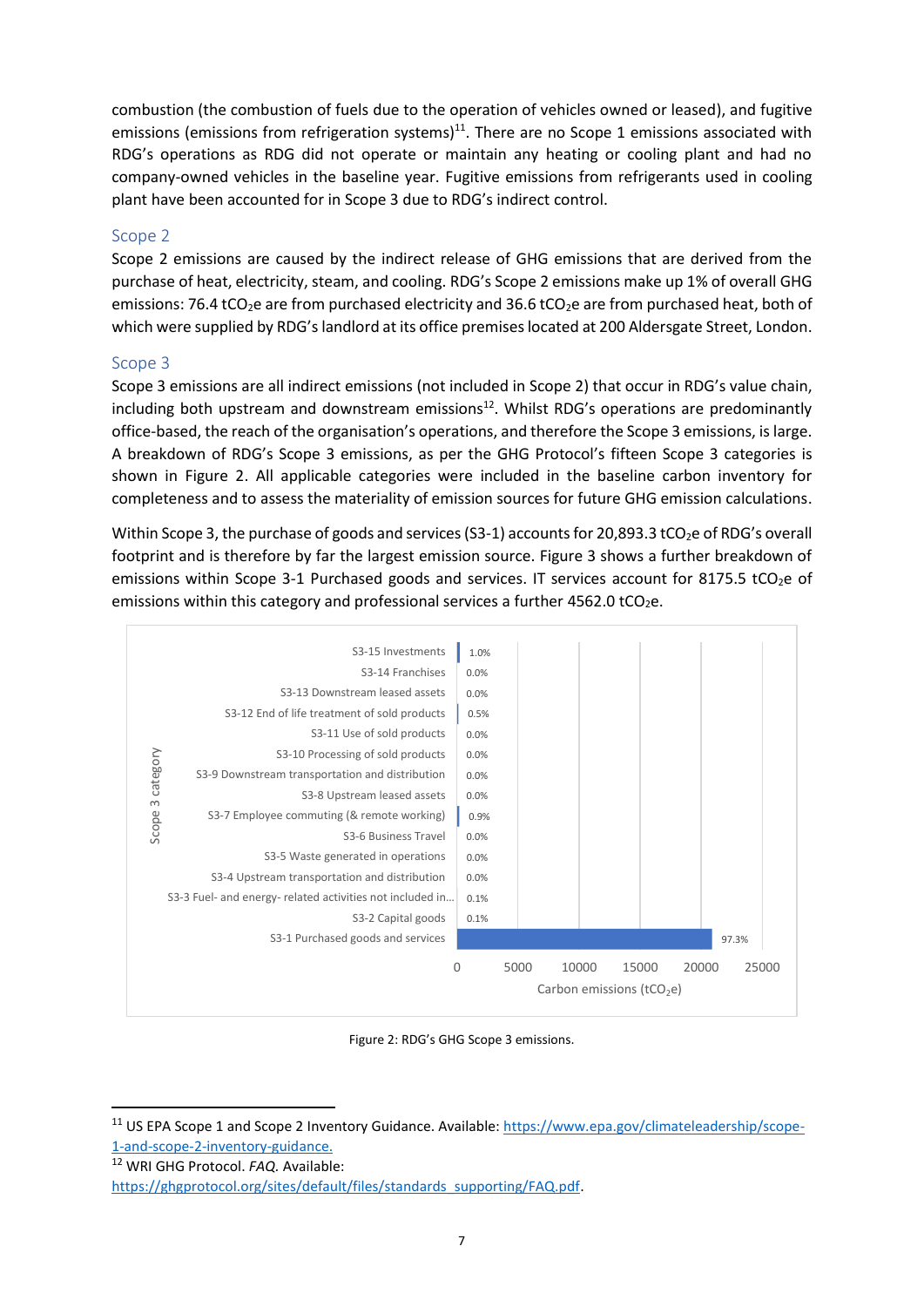combustion (the combustion of fuels due to the operation of vehicles owned or leased), and fugitive emissions (emissions from refrigeration systems)[11]. There are no Scope 1 emissions associated with RDG's operations as RDG did not operate or maintain any heating or cooling plant and had no company-owned vehicles in the baseline year. Fugitive emissions from refrigerants used in cooling plant have been accounted for in Scope 3 due to RDG's indirect control.

## Scope 2

Scope 2 emissions are caused by the indirect release of GHG emissions that are derived from the purchase of heat, electricity, steam, and cooling. RDG's Scope 2 emissions make up 1% of overall GHG emissions: 76.4 $tCO_2e$ are from purchased electricity and 36.6 $tCO_2e$ are from purchased heat, both of which were supplied by RDG's landlord at its office premises located at 200 Aldersgate Street, London.

## Scope 3

Scope 3 emissions are all indirect emissions (not included in Scope 2) that occur in RDG's value chain, including both upstream and downstream emissions[12]. Whilst RDG's operations are predominantly office-based, the reach of the organisation's operations, and therefore the Scope 3 emissions, is large. A breakdown of RDG's Scope 3 emissions, as per the GHG Protocol's fifteen Scope 3 categories is shown in Figure 2. All applicable categories were included in the baseline carbon inventory for completeness and to assess the materiality of emission sources for future GHG emission calculations.

Within Scope 3, the purchase of goods and services (S3-1) accounts for 20,893.3 $tCO_2e$ of RDG's overall footprint and is therefore by far the largest emission source. Figure 3 shows a further breakdown of emissions within Scope 3-1 Purchased goods and services. IT services account for 8175.5 $tCO_2e$ of emissions within this category and professional services a further 4562.0 $tCO_2e$.

| Scope 3 category | Share |
|---|---|
| S3-15 Investments | 1.0% |
| S3-14 Franchises | 0.0% |
| S3-13 Downstream leased assets | 0.0% |
| S3-12 End of life treatment of sold products | 0.5% |
| S3-11 Use of sold products | 0.0% |
| S3-10 Processing of sold products | 0.0% |
| S3-9 Downstream transportation and distribution | 0.0% |
| S3-8 Upstream leased assets | 0.0% |
| S3-7 Employee commuting (& remote working) | 0.9% |
| S3-6 Business Travel | 0.0% |
| S3-5 Waste generated in operations | 0.0% |
| S3-4 Upstream transportation and distribution | 0.0% |
| S3-3 Fuel- and energy- related activities not included in... | 0.1% |
| S3-2 Capital goods | 0.1% |
| S3-1 Purchased goods and services | 97.3% |

Carbon emissions ($tCO_2e$)

Figure 2: RDG's GHG Scope 3 emissions.

[11] US EPA Scope 1 and Scope 2 Inventory Guidance. Available: https://www.epa.gov/climateleadership/scope-1-and-scope-2-inventory-guidance.

[12] WRI GHG Protocol. *FAQ*. Available: https://ghgprotocol.org/sites/default/files/standards_supporting/FAQ.pdf.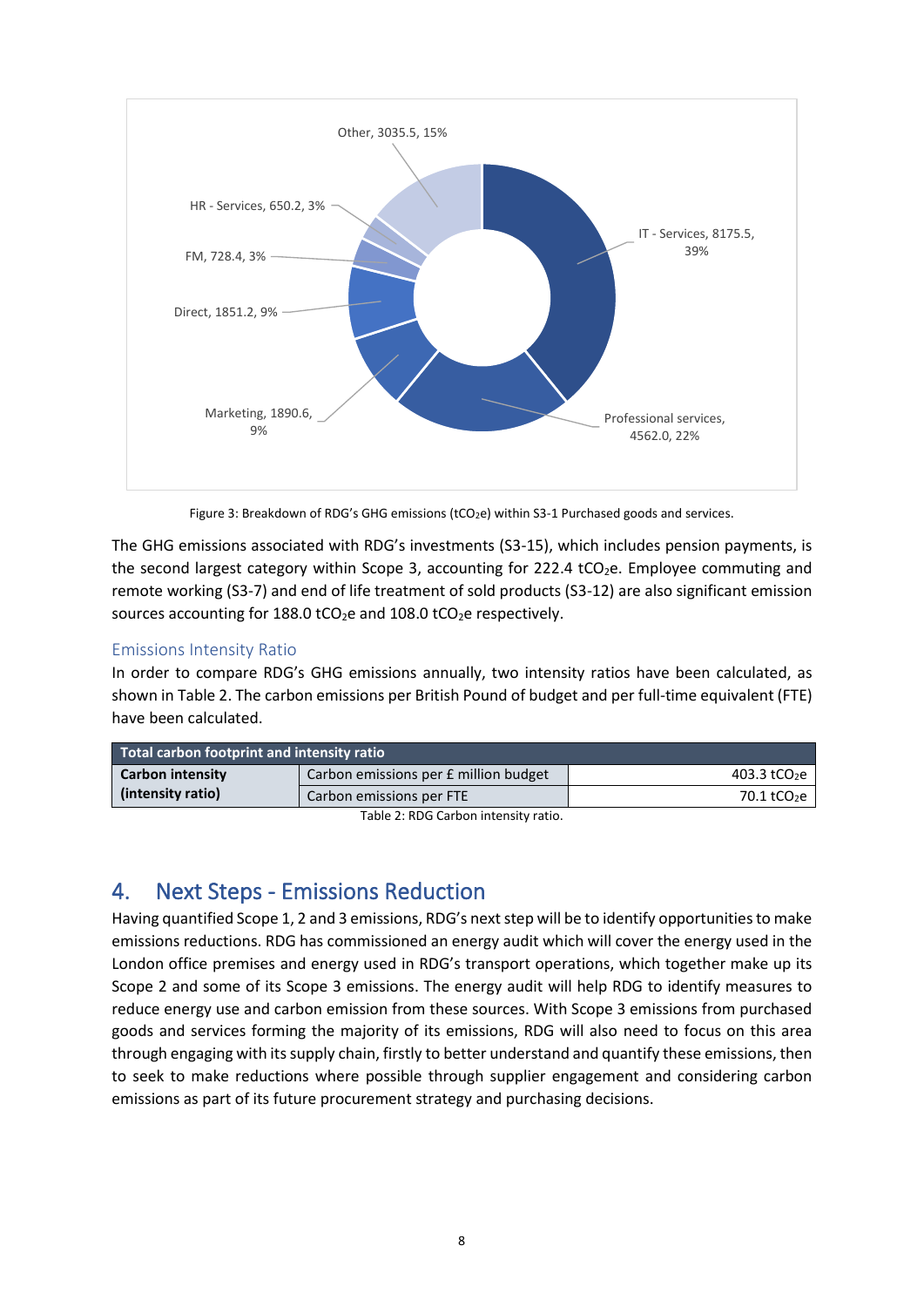Other, 3035.5, 15%

HR - Services, 650.2, 3%

FM, 728.4, 3%

Direct, 1851.2, 9%

Marketing, 1890.6, 9%

IT - Services, 8175.5, 39%

Professional services, 4562.0, 22%

Figure 3: Breakdown of RDG's GHG emissions ($tCO_2e$) within S3-1 Purchased goods and services.

The GHG emissions associated with RDG's investments (S3-15), which includes pension payments, is the second largest category within Scope 3, accounting for 222.4 $tCO_2e$. Employee commuting and remote working (S3-7) and end of life treatment of sold products (S3-12) are also significant emission sources accounting for 188.0 $tCO_2e$ and 108.0 $tCO_2e$ respectively.

### Emissions Intensity Ratio

In order to compare RDG's GHG emissions annually, two intensity ratios have been calculated, as shown in Table 2. The carbon emissions per British Pound of budget and per full-time equivalent (FTE) have been calculated.

| Total carbon footprint and intensity ratio | | |
|---|---|---|
| **Carbon intensity (intensity ratio)** | Carbon emissions per £ million budget | 403.3 $tCO_2e$ |
| | Carbon emissions per FTE | 70.1 $tCO_2e$ |

Table 2: RDG Carbon intensity ratio.

## 4. Next Steps - Emissions Reduction

Having quantified Scope 1, 2 and 3 emissions, RDG's next step will be to identify opportunities to make emissions reductions. RDG has commissioned an energy audit which will cover the energy used in the London office premises and energy used in RDG's transport operations, which together make up its Scope 2 and some of its Scope 3 emissions. The energy audit will help RDG to identify measures to reduce energy use and carbon emission from these sources. With Scope 3 emissions from purchased goods and services forming the majority of its emissions, RDG will also need to focus on this area through engaging with its supply chain, firstly to better understand and quantify these emissions, then to seek to make reductions where possible through supplier engagement and considering carbon emissions as part of its future procurement strategy and purchasing decisions.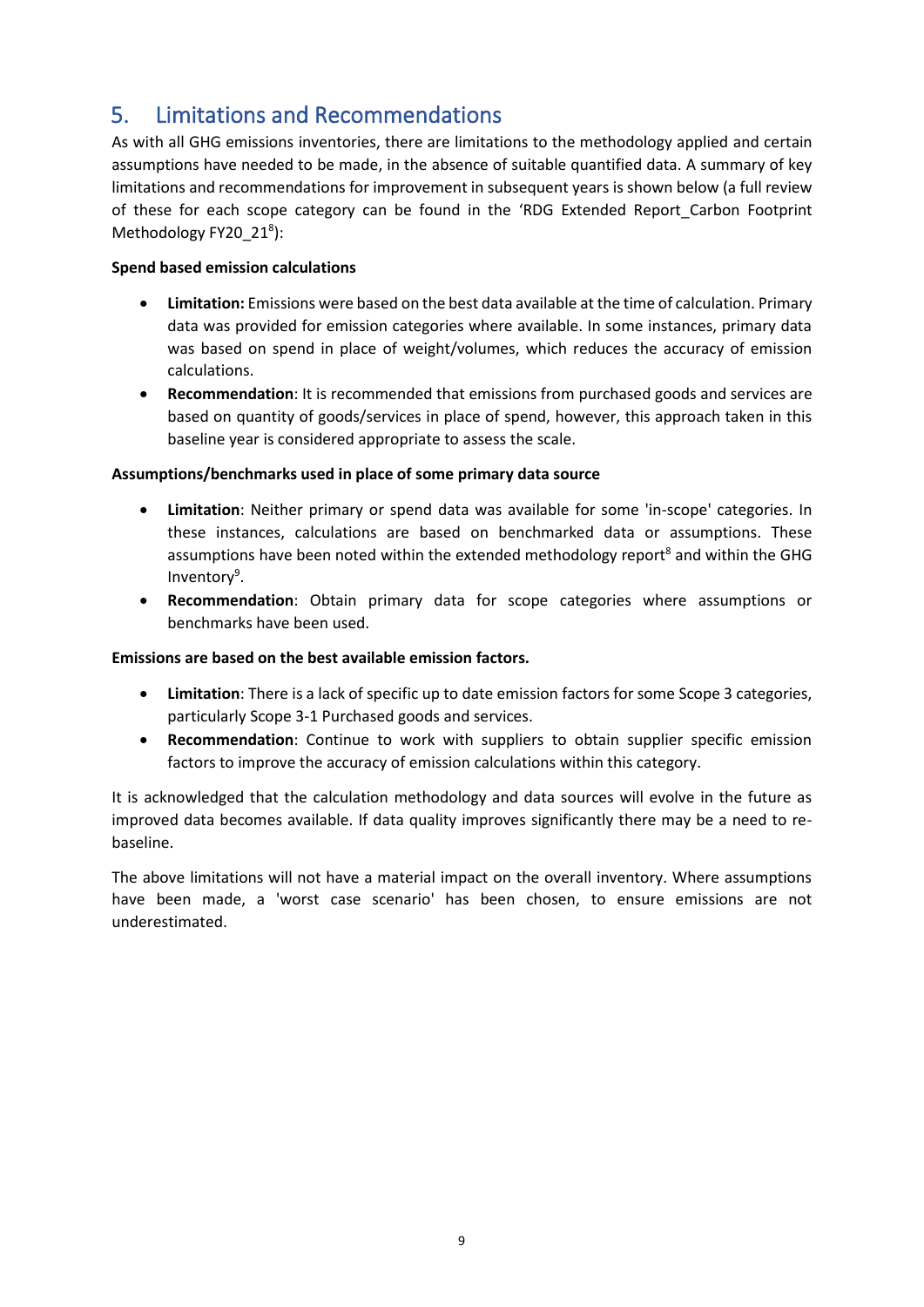## 5. Limitations and Recommendations

As with all GHG emissions inventories, there are limitations to the methodology applied and certain assumptions have needed to be made, in the absence of suitable quantified data. A summary of key limitations and recommendations for improvement in subsequent years is shown below (a full review of these for each scope category can be found in the 'RDG Extended Report_Carbon Footprint Methodology FY20_21[8]):

**Spend based emission calculations**

- **Limitation:** Emissions were based on the best data available at the time of calculation. Primary data was provided for emission categories where available. In some instances, primary data was based on spend in place of weight/volumes, which reduces the accuracy of emission calculations.
- **Recommendation**: It is recommended that emissions from purchased goods and services are based on quantity of goods/services in place of spend, however, this approach taken in this baseline year is considered appropriate to assess the scale.

**Assumptions/benchmarks used in place of some primary data source**

- **Limitation**: Neither primary or spend data was available for some 'in-scope' categories. In these instances, calculations are based on benchmarked data or assumptions. These assumptions have been noted within the extended methodology report[8] and within the GHG Inventory[9].
- **Recommendation**: Obtain primary data for scope categories where assumptions or benchmarks have been used.

**Emissions are based on the best available emission factors.**

- **Limitation**: There is a lack of specific up to date emission factors for some Scope 3 categories, particularly Scope 3-1 Purchased goods and services.
- **Recommendation**: Continue to work with suppliers to obtain supplier specific emission factors to improve the accuracy of emission calculations within this category.

It is acknowledged that the calculation methodology and data sources will evolve in the future as improved data becomes available. If data quality improves significantly there may be a need to re-baseline.

The above limitations will not have a material impact on the overall inventory. Where assumptions have been made, a 'worst case scenario' has been chosen, to ensure emissions are not underestimated.